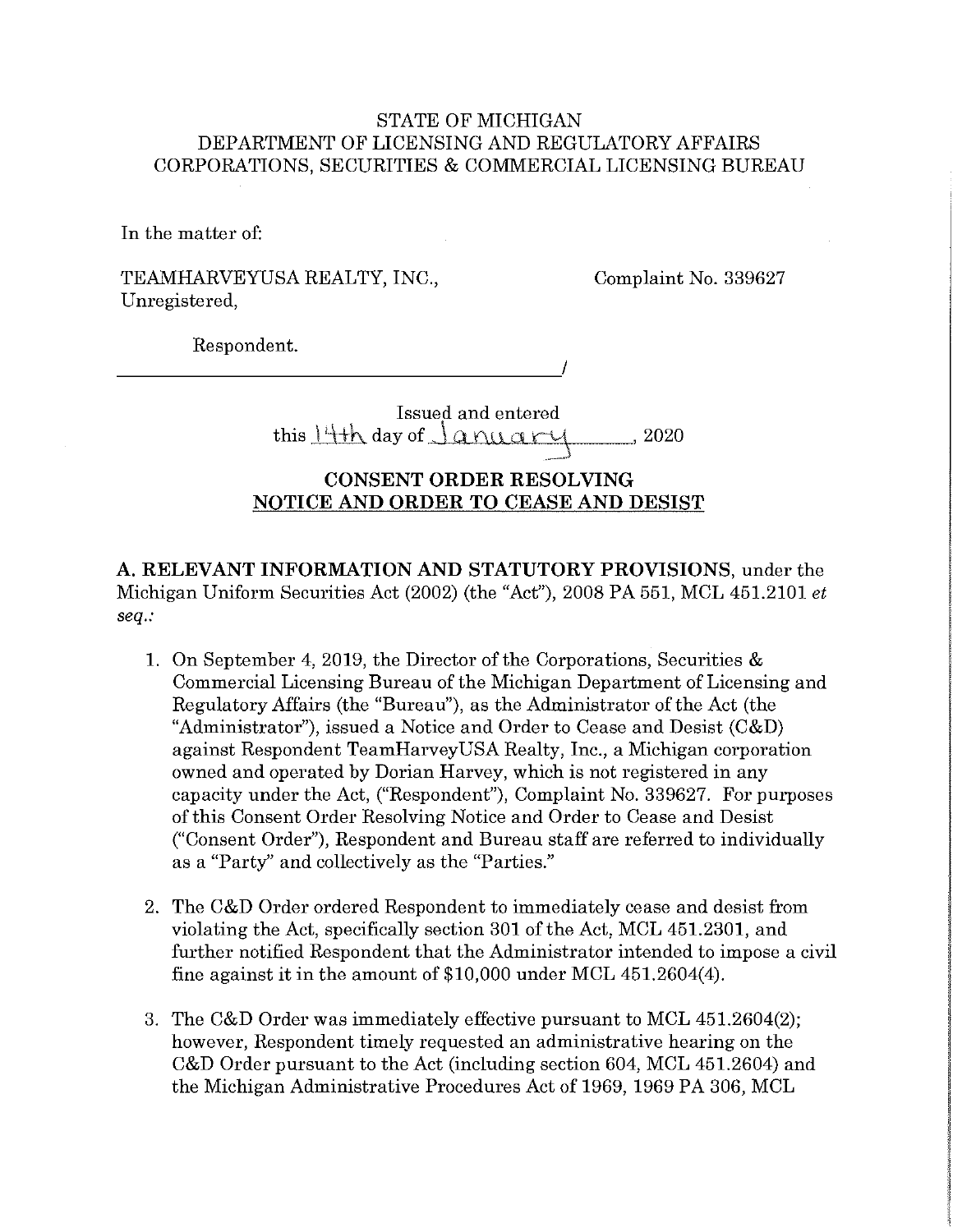STATE OF MICHIGAN
DEPARTMENT OF LICENSING AND REGULATORY AFFAIRS
CORPORATIONS, SECURITIES & COMMERCIAL LICENSING BUREAU

In the matter of:

TEAMHARVEYUSA REALTY, INC.,
Unregistered,

Complaint No. 339627

Respondent.

Issued and entered
this 14th day of January, 2020

## CONSENT ORDER RESOLVING NOTICE AND ORDER TO CEASE AND DESIST

**A. RELEVANT INFORMATION AND STATUTORY PROVISIONS**, under the Michigan Uniform Securities Act (2002) (the "Act"), 2008 PA 551, MCL 451.2101 *et seq.*:

1. On September 4, 2019, the Director of the Corporations, Securities & Commercial Licensing Bureau of the Michigan Department of Licensing and Regulatory Affairs (the "Bureau"), as the Administrator of the Act (the "Administrator"), issued a Notice and Order to Cease and Desist (C&D) against Respondent TeamHarveyUSA Realty, Inc., a Michigan corporation owned and operated by Dorian Harvey, which is not registered in any capacity under the Act, ("Respondent"), Complaint No. 339627. For purposes of this Consent Order Resolving Notice and Order to Cease and Desist ("Consent Order"), Respondent and Bureau staff are referred to individually as a "Party" and collectively as the "Parties."

2. The C&D Order ordered Respondent to immediately cease and desist from violating the Act, specifically section 301 of the Act, MCL 451.2301, and further notified Respondent that the Administrator intended to impose a civil fine against it in the amount of $10,000 under MCL 451.2604(4).

3. The C&D Order was immediately effective pursuant to MCL 451.2604(2); however, Respondent timely requested an administrative hearing on the C&D Order pursuant to the Act (including section 604, MCL 451.2604) and the Michigan Administrative Procedures Act of 1969, 1969 PA 306, MCL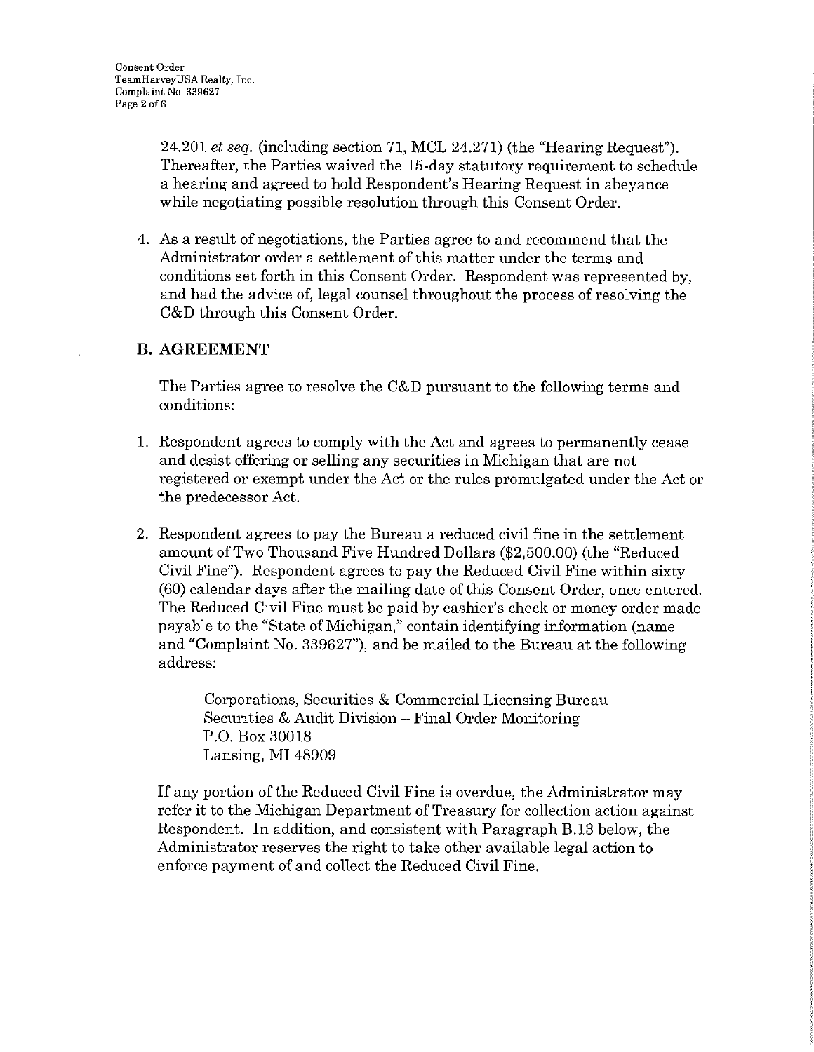24.201 *et seq.* (including section 71, MCL 24.271) (the "Hearing Request"). Thereafter, the Parties waived the 15-day statutory requirement to schedule a hearing and agreed to hold Respondent's Hearing Request in abeyance while negotiating possible resolution through this Consent Order.

4. As a result of negotiations, the Parties agree to and recommend that the Administrator order a settlement of this matter under the terms and conditions set forth in this Consent Order. Respondent was represented by, and had the advice of, legal counsel throughout the process of resolving the C&D through this Consent Order.

## B. AGREEMENT

The Parties agree to resolve the C&D pursuant to the following terms and conditions:

1. Respondent agrees to comply with the Act and agrees to permanently cease and desist offering or selling any securities in Michigan that are not registered or exempt under the Act or the rules promulgated under the Act or the predecessor Act.

2. Respondent agrees to pay the Bureau a reduced civil fine in the settlement amount of Two Thousand Five Hundred Dollars ($2,500.00) (the "Reduced Civil Fine"). Respondent agrees to pay the Reduced Civil Fine within sixty (60) calendar days after the mailing date of this Consent Order, once entered. The Reduced Civil Fine must be paid by cashier's check or money order made payable to the "State of Michigan," contain identifying information (name and "Complaint No. 339627"), and be mailed to the Bureau at the following address:

   Corporations, Securities & Commercial Licensing Bureau
   Securities & Audit Division – Final Order Monitoring
   P.O. Box 30018
   Lansing, MI 48909

   If any portion of the Reduced Civil Fine is overdue, the Administrator may refer it to the Michigan Department of Treasury for collection action against Respondent. In addition, and consistent with Paragraph B.13 below, the Administrator reserves the right to take other available legal action to enforce payment of and collect the Reduced Civil Fine.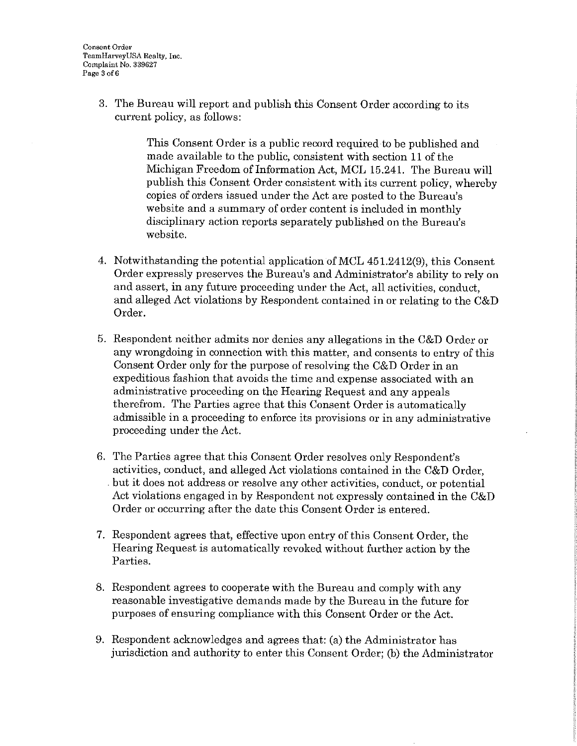3. The Bureau will report and publish this Consent Order according to its current policy, as follows:

   > This Consent Order is a public record required to be published and made available to the public, consistent with section 11 of the Michigan Freedom of Information Act, MCL 15.241. The Bureau will publish this Consent Order consistent with its current policy, whereby copies of orders issued under the Act are posted to the Bureau's website and a summary of order content is included in monthly disciplinary action reports separately published on the Bureau's website.

4. Notwithstanding the potential application of MCL 451.2412(9), this Consent Order expressly preserves the Bureau's and Administrator's ability to rely on and assert, in any future proceeding under the Act, all activities, conduct, and alleged Act violations by Respondent contained in or relating to the C&D Order.

5. Respondent neither admits nor denies any allegations in the C&D Order or any wrongdoing in connection with this matter, and consents to entry of this Consent Order only for the purpose of resolving the C&D Order in an expeditious fashion that avoids the time and expense associated with an administrative proceeding on the Hearing Request and any appeals therefrom. The Parties agree that this Consent Order is automatically admissible in a proceeding to enforce its provisions or in any administrative proceeding under the Act.

6. The Parties agree that this Consent Order resolves only Respondent's activities, conduct, and alleged Act violations contained in the C&D Order, but it does not address or resolve any other activities, conduct, or potential Act violations engaged in by Respondent not expressly contained in the C&D Order or occurring after the date this Consent Order is entered.

7. Respondent agrees that, effective upon entry of this Consent Order, the Hearing Request is automatically revoked without further action by the Parties.

8. Respondent agrees to cooperate with the Bureau and comply with any reasonable investigative demands made by the Bureau in the future for purposes of ensuring compliance with this Consent Order or the Act.

9. Respondent acknowledges and agrees that: (a) the Administrator has jurisdiction and authority to enter this Consent Order; (b) the Administrator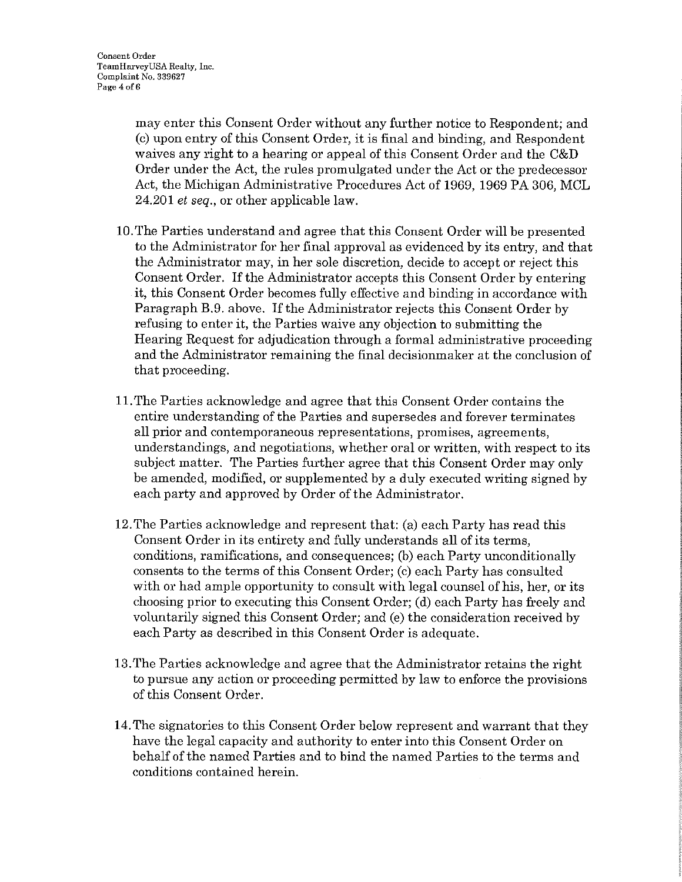may enter this Consent Order without any further notice to Respondent; and (c) upon entry of this Consent Order, it is final and binding, and Respondent waives any right to a hearing or appeal of this Consent Order and the C&D Order under the Act, the rules promulgated under the Act or the predecessor Act, the Michigan Administrative Procedures Act of 1969, 1969 PA 306, MCL 24.201 *et seq.*, or other applicable law.

10. The Parties understand and agree that this Consent Order will be presented to the Administrator for her final approval as evidenced by its entry, and that the Administrator may, in her sole discretion, decide to accept or reject this Consent Order. If the Administrator accepts this Consent Order by entering it, this Consent Order becomes fully effective and binding in accordance with Paragraph B.9. above. If the Administrator rejects this Consent Order by refusing to enter it, the Parties waive any objection to submitting the Hearing Request for adjudication through a formal administrative proceeding and the Administrator remaining the final decisionmaker at the conclusion of that proceeding.

11. The Parties acknowledge and agree that this Consent Order contains the entire understanding of the Parties and supersedes and forever terminates all prior and contemporaneous representations, promises, agreements, understandings, and negotiations, whether oral or written, with respect to its subject matter. The Parties further agree that this Consent Order may only be amended, modified, or supplemented by a duly executed writing signed by each party and approved by Order of the Administrator.

12. The Parties acknowledge and represent that: (a) each Party has read this Consent Order in its entirety and fully understands all of its terms, conditions, ramifications, and consequences; (b) each Party unconditionally consents to the terms of this Consent Order; (c) each Party has consulted with or had ample opportunity to consult with legal counsel of his, her, or its choosing prior to executing this Consent Order; (d) each Party has freely and voluntarily signed this Consent Order; and (e) the consideration received by each Party as described in this Consent Order is adequate.

13. The Parties acknowledge and agree that the Administrator retains the right to pursue any action or proceeding permitted by law to enforce the provisions of this Consent Order.

14. The signatories to this Consent Order below represent and warrant that they have the legal capacity and authority to enter into this Consent Order on behalf of the named Parties and to bind the named Parties to the terms and conditions contained herein.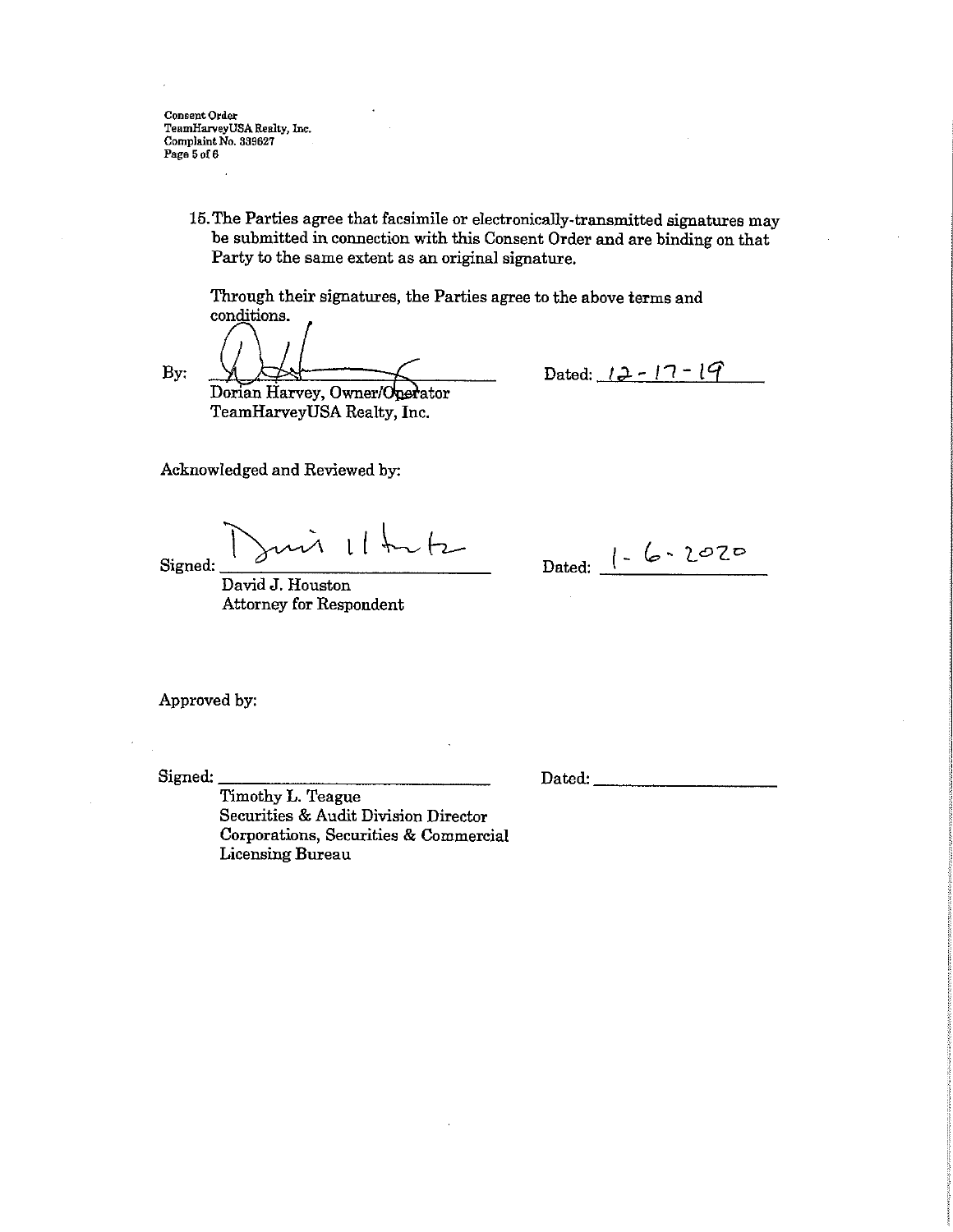15. The Parties agree that facsimile or electronically-transmitted signatures may be submitted in connection with this Consent Order and are binding on that Party to the same extent as an original signature.

Through their signatures, the Parties agree to the above terms and conditions.

By: \_\_\_\_\_\_\_\_\_\_\_\_\_\_\_\_\_\_\_\_\_\_\_\_\_\_\_\_\_\_ Dated: 12-17-19

Dorian Harvey, Owner/Operator
TeamHarveyUSA Realty, Inc.

Acknowledged and Reviewed by:

Signed: \_\_\_\_\_\_\_\_\_\_\_\_\_\_\_\_\_\_\_\_\_\_\_\_\_\_\_\_\_\_ Dated: 1-6-2020

David J. Houston
Attorney for Respondent

Approved by:

Signed: \_\_\_\_\_\_\_\_\_\_\_\_\_\_\_\_\_\_\_\_\_\_\_\_\_\_\_\_\_\_ Dated: \_\_\_\_\_\_\_\_\_\_\_\_\_\_\_\_\_\_\_\_

Timothy L. Teague
Securities & Audit Division Director
Corporations, Securities & Commercial Licensing Bureau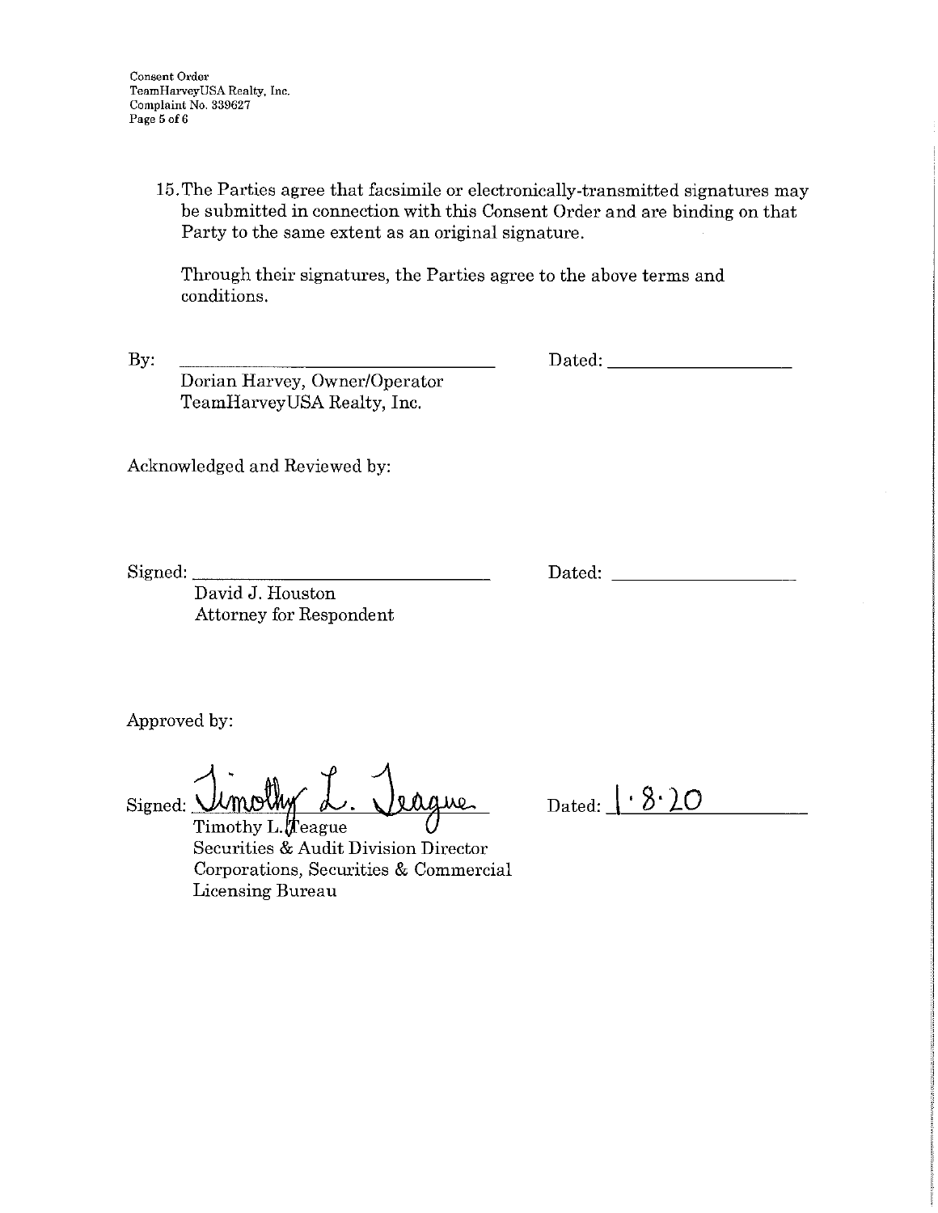15. The Parties agree that facsimile or electronically-transmitted signatures may be submitted in connection with this Consent Order and are binding on that Party to the same extent as an original signature.

Through their signatures, the Parties agree to the above terms and conditions.

By: ______________________________ Dated: ____________________
Dorian Harvey, Owner/Operator
TeamHarveyUSA Realty, Inc.

Acknowledged and Reviewed by:

Signed: ______________________________ Dated: ____________________
David J. Houston
Attorney for Respondent

Approved by:

Signed: *Timothy L. Teague* Dated: 1·8·20
Timothy L. Teague
Securities & Audit Division Director
Corporations, Securities & Commercial Licensing Bureau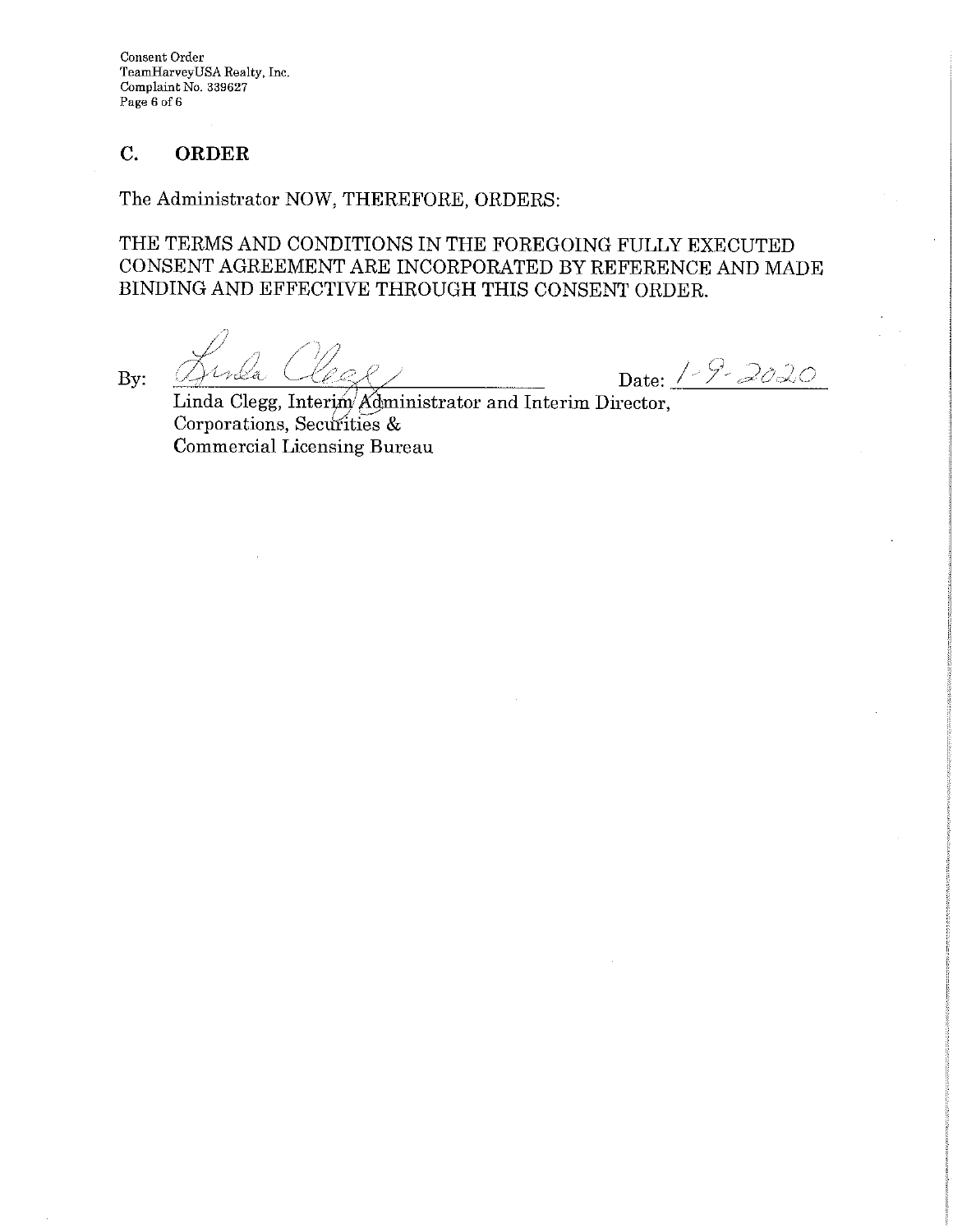## C. ORDER

The Administrator NOW, THEREFORE, ORDERS:

THE TERMS AND CONDITIONS IN THE FOREGOING FULLY EXECUTED CONSENT AGREEMENT ARE INCORPORATED BY REFERENCE AND MADE BINDING AND EFFECTIVE THROUGH THIS CONSENT ORDER.

By: *Linda Clegg* Date: *1-9-2020*

Linda Clegg, Interim Administrator and Interim Director,
Corporations, Securities &
Commercial Licensing Bureau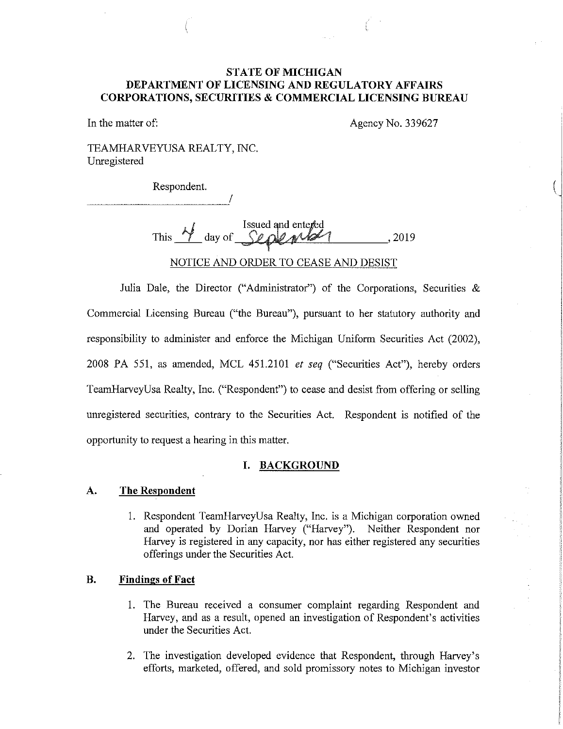**STATE OF MICHIGAN**
**DEPARTMENT OF LICENSING AND REGULATORY AFFAIRS**
**CORPORATIONS, SECURITIES & COMMERCIAL LICENSING BUREAU**

In the matter of: Agency No. 339627

TEAMHARVEYUSA REALTY, INC.
Unregistered

Respondent.
______________________________/

Issued and entered
This 4 day of September, 2019

NOTICE AND ORDER TO CEASE AND DESIST

Julia Dale, the Director ("Administrator") of the Corporations, Securities & Commercial Licensing Bureau ("the Bureau"), pursuant to her statutory authority and responsibility to administer and enforce the Michigan Uniform Securities Act (2002), 2008 PA 551, as amended, MCL 451.2101 *et seq* ("Securities Act"), hereby orders TeamHarveyUsa Realty, Inc. ("Respondent") to cease and desist from offering or selling unregistered securities, contrary to the Securities Act. Respondent is notified of the opportunity to request a hearing in this matter.

## I. BACKGROUND

### A. The Respondent

1. Respondent TeamHarveyUsa Realty, Inc. is a Michigan corporation owned and operated by Dorian Harvey ("Harvey"). Neither Respondent nor Harvey is registered in any capacity, nor has either registered any securities offerings under the Securities Act.

### B. Findings of Fact

1. The Bureau received a consumer complaint regarding Respondent and Harvey, and as a result, opened an investigation of Respondent's activities under the Securities Act.

2. The investigation developed evidence that Respondent, through Harvey's efforts, marketed, offered, and sold promissory notes to Michigan investor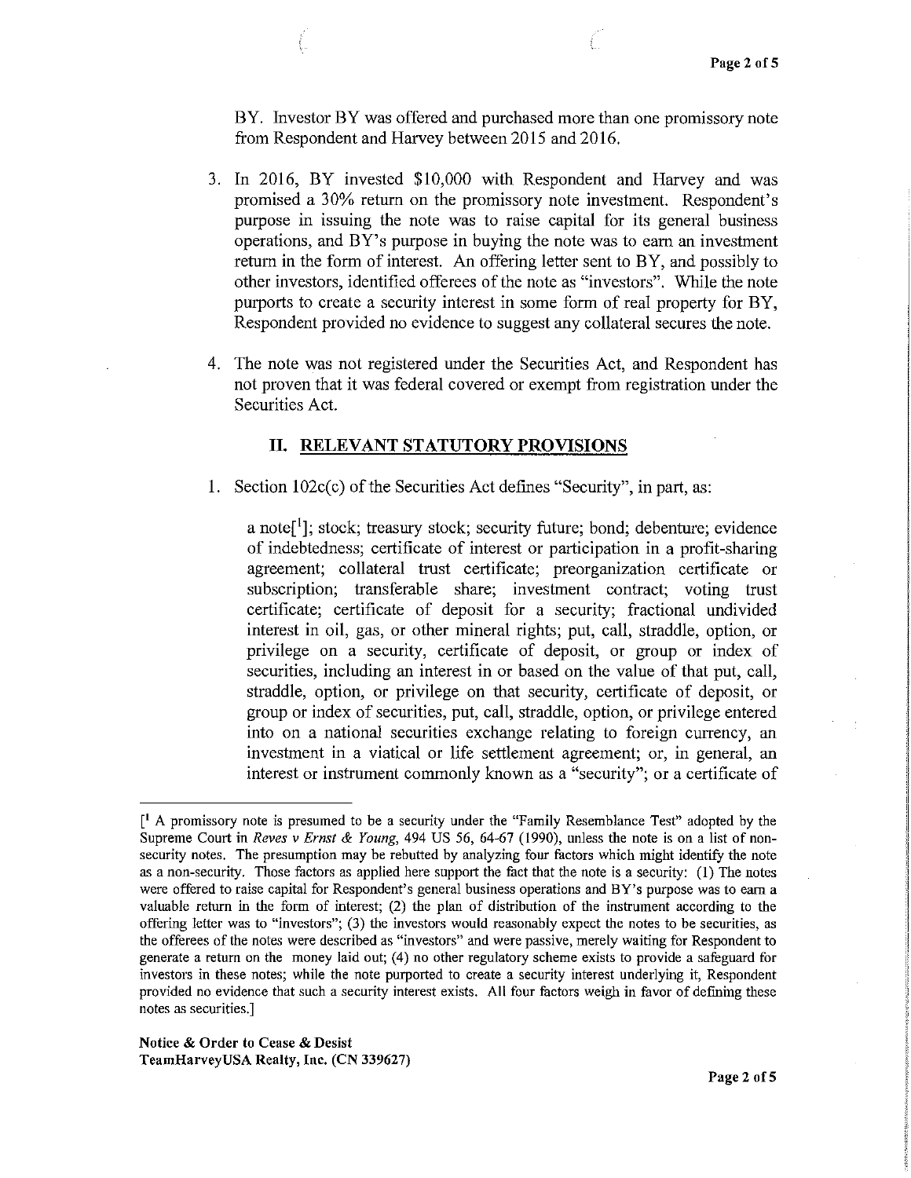BY. Investor BY was offered and purchased more than one promissory note from Respondent and Harvey between 2015 and 2016.

3. In 2016, BY invested $10,000 with Respondent and Harvey and was promised a 30% return on the promissory note investment. Respondent's purpose in issuing the note was to raise capital for its general business operations, and BY's purpose in buying the note was to earn an investment return in the form of interest. An offering letter sent to BY, and possibly to other investors, identified offerees of the note as "investors". While the note purports to create a security interest in some form of real property for BY, Respondent provided no evidence to suggest any collateral secures the note.

4. The note was not registered under the Securities Act, and Respondent has not proven that it was federal covered or exempt from registration under the Securities Act.

## II. RELEVANT STATUTORY PROVISIONS

1. Section 102c(c) of the Securities Act defines "Security", in part, as:

   a note[1]; stock; treasury stock; security future; bond; debenture; evidence of indebtedness; certificate of interest or participation in a profit-sharing agreement; collateral trust certificate; preorganization certificate or subscription; transferable share; investment contract; voting trust certificate; certificate of deposit for a security; fractional undivided interest in oil, gas, or other mineral rights; put, call, straddle, option, or privilege on a security, certificate of deposit, or group or index of securities, including an interest in or based on the value of that put, call, straddle, option, or privilege on that security, certificate of deposit, or group or index of securities, put, call, straddle, option, or privilege entered into on a national securities exchange relating to foreign currency, an investment in a viatical or life settlement agreement; or, in general, an interest or instrument commonly known as a "security"; or a certificate of

---

[1 A promissory note is presumed to be a security under the "Family Resemblance Test" adopted by the Supreme Court in *Reves v Ernst & Young*, 494 US 56, 64-67 (1990), unless the note is on a list of non-security notes. The presumption may be rebutted by analyzing four factors which might identify the note as a non-security. Those factors as applied here support the fact that the note is a security: (1) The notes were offered to raise capital for Respondent's general business operations and BY's purpose was to earn a valuable return in the form of interest; (2) the plan of distribution of the instrument according to the offering letter was to "investors"; (3) the investors would reasonably expect the notes to be securities, as the offerees of the notes were described as "investors" and were passive, merely waiting for Respondent to generate a return on the money laid out; (4) no other regulatory scheme exists to provide a safeguard for investors in these notes; while the note purported to create a security interest underlying it, Respondent provided no evidence that such a security interest exists. All four factors weigh in favor of defining these notes as securities.]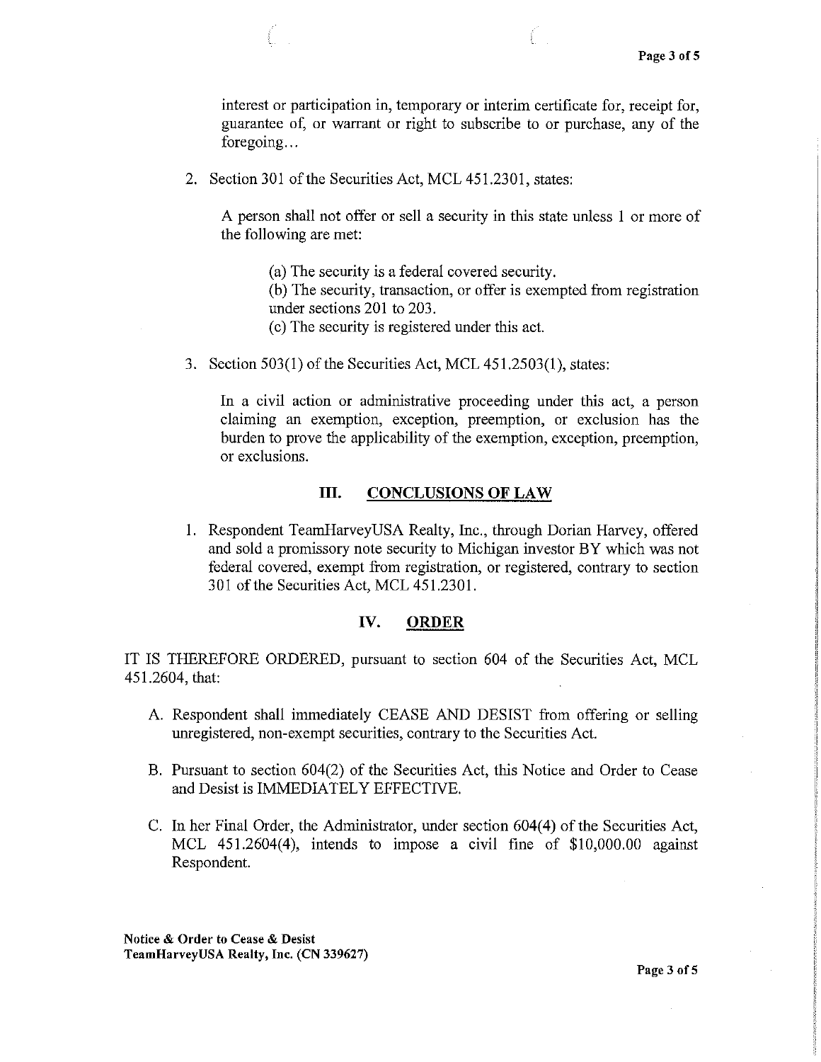interest or participation in, temporary or interim certificate for, receipt for, guarantee of, or warrant or right to subscribe to or purchase, any of the foregoing…

2. Section 301 of the Securities Act, MCL 451.2301, states:

   A person shall not offer or sell a security in this state unless 1 or more of the following are met:

   (a) The security is a federal covered security.
   (b) The security, transaction, or offer is exempted from registration under sections 201 to 203.
   (c) The security is registered under this act.

3. Section 503(1) of the Securities Act, MCL 451.2503(1), states:

   In a civil action or administrative proceeding under this act, a person claiming an exemption, exception, preemption, or exclusion has the burden to prove the applicability of the exemption, exception, preemption, or exclusions.

## III. CONCLUSIONS OF LAW

1. Respondent TeamHarveyUSA Realty, Inc., through Dorian Harvey, offered and sold a promissory note security to Michigan investor BY which was not federal covered, exempt from registration, or registered, contrary to section 301 of the Securities Act, MCL 451.2301.

## IV. ORDER

IT IS THEREFORE ORDERED, pursuant to section 604 of the Securities Act, MCL 451.2604, that:

A. Respondent shall immediately CEASE AND DESIST from offering or selling unregistered, non-exempt securities, contrary to the Securities Act.

B. Pursuant to section 604(2) of the Securities Act, this Notice and Order to Cease and Desist is IMMEDIATELY EFFECTIVE.

C. In her Final Order, the Administrator, under section 604(4) of the Securities Act, MCL 451.2604(4), intends to impose a civil fine of $10,000.00 against Respondent.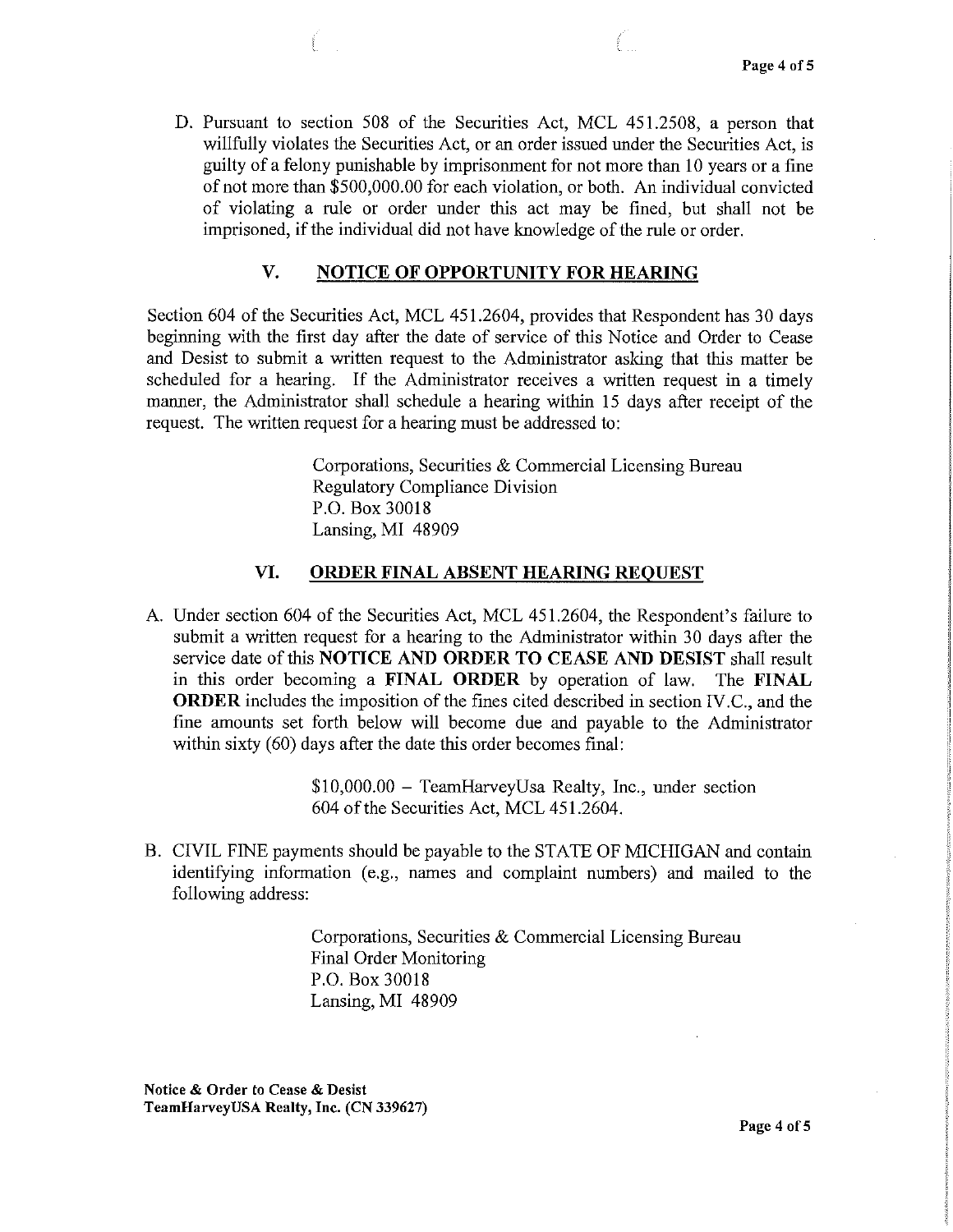D. Pursuant to section 508 of the Securities Act, MCL 451.2508, a person that willfully violates the Securities Act, or an order issued under the Securities Act, is guilty of a felony punishable by imprisonment for not more than 10 years or a fine of not more than $500,000.00 for each violation, or both. An individual convicted of violating a rule or order under this act may be fined, but shall not be imprisoned, if the individual did not have knowledge of the rule or order.

## V. NOTICE OF OPPORTUNITY FOR HEARING

Section 604 of the Securities Act, MCL 451.2604, provides that Respondent has 30 days beginning with the first day after the date of service of this Notice and Order to Cease and Desist to submit a written request to the Administrator asking that this matter be scheduled for a hearing. If the Administrator receives a written request in a timely manner, the Administrator shall schedule a hearing within 15 days after receipt of the request. The written request for a hearing must be addressed to:

> Corporations, Securities & Commercial Licensing Bureau
> Regulatory Compliance Division
> P.O. Box 30018
> Lansing, MI 48909

## VI. ORDER FINAL ABSENT HEARING REQUEST

A. Under section 604 of the Securities Act, MCL 451.2604, the Respondent's failure to submit a written request for a hearing to the Administrator within 30 days after the service date of this **NOTICE AND ORDER TO CEASE AND DESIST** shall result in this order becoming a **FINAL ORDER** by operation of law. The **FINAL ORDER** includes the imposition of the fines cited described in section IV.C., and the fine amounts set forth below will become due and payable to the Administrator within sixty (60) days after the date this order becomes final:

> $10,000.00 – TeamHarveyUsa Realty, Inc., under section 604 of the Securities Act, MCL 451.2604.

B. CIVIL FINE payments should be payable to the STATE OF MICHIGAN and contain identifying information (e.g., names and complaint numbers) and mailed to the following address:

> Corporations, Securities & Commercial Licensing Bureau
> Final Order Monitoring
> P.O. Box 30018
> Lansing, MI 48909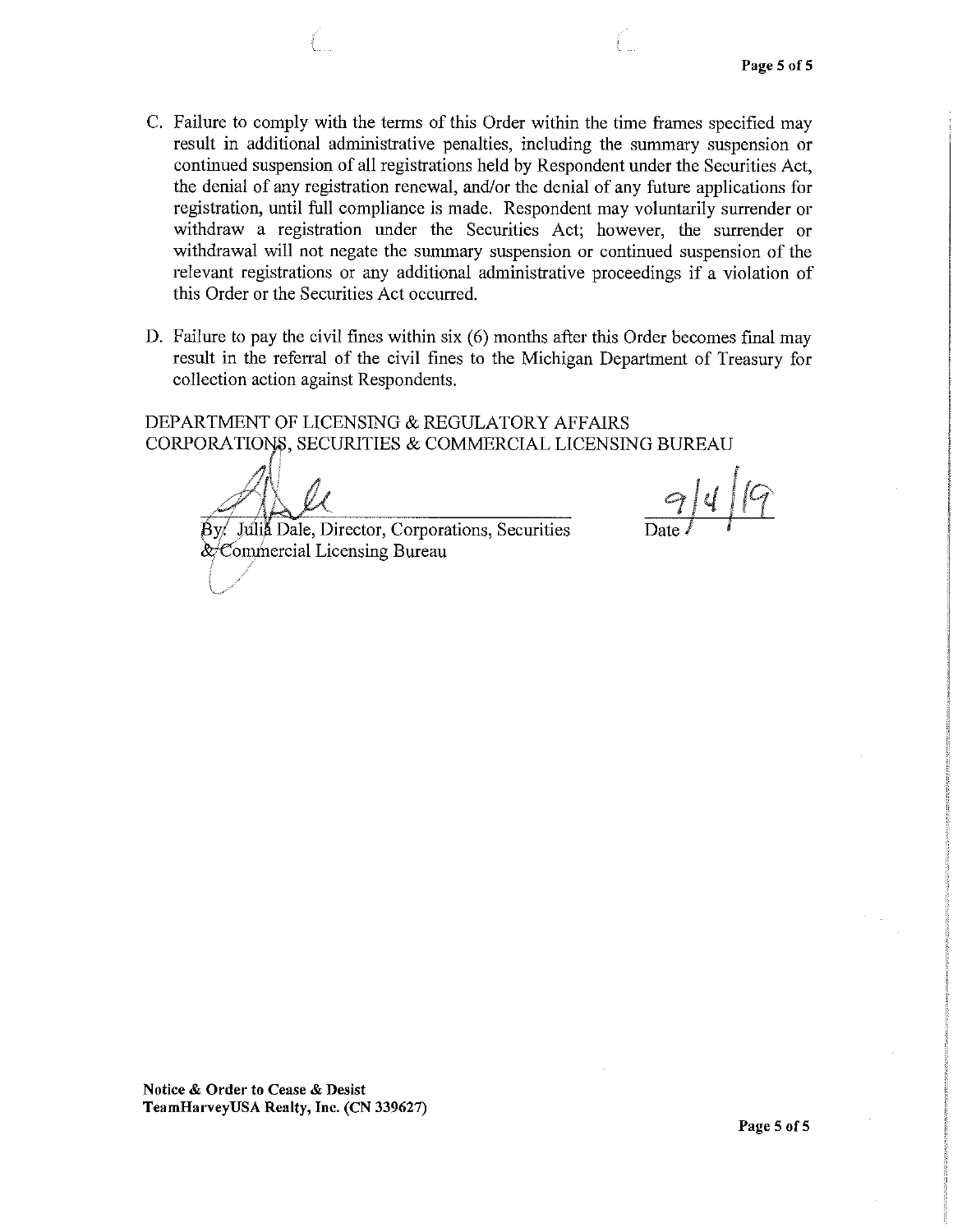C. Failure to comply with the terms of this Order within the time frames specified may result in additional administrative penalties, including the summary suspension or continued suspension of all registrations held by Respondent under the Securities Act, the denial of any registration renewal, and/or the denial of any future applications for registration, until full compliance is made. Respondent may voluntarily surrender or withdraw a registration under the Securities Act; however, the surrender or withdrawal will not negate the summary suspension or continued suspension of the relevant registrations or any additional administrative proceedings if a violation of this Order or the Securities Act occurred.

D. Failure to pay the civil fines within six (6) months after this Order becomes final may result in the referral of the civil fines to the Michigan Department of Treasury for collection action against Respondents.

DEPARTMENT OF LICENSING & REGULATORY AFFAIRS
CORPORATIONS, SECURITIES & COMMERCIAL LICENSING BUREAU

By: Julia Dale, Director, Corporations, Securities & Commercial Licensing Bureau

9/4/19
Date

**Notice & Order to Cease & Desist**
**TeamHarveyUSA Realty, Inc. (CN 339627)**